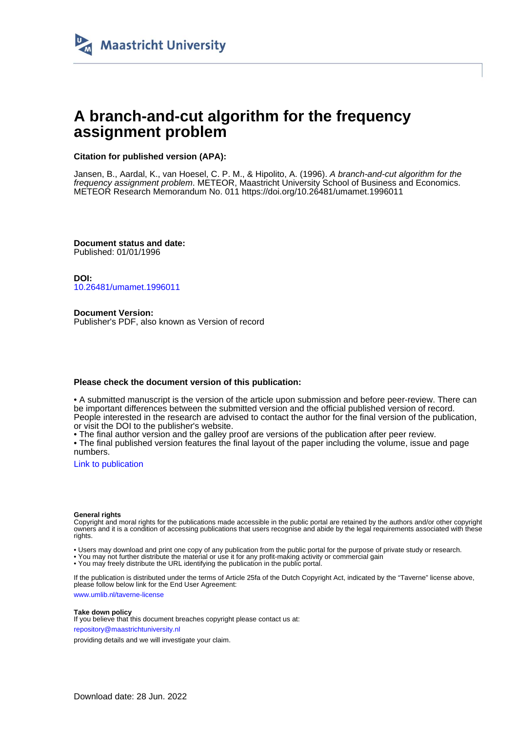Maastricht University

# A branch-and-cut algorithm for the frequency assignment problem

**Citation for published version (APA):**

Jansen, B., Aardal, K., van Hoesel, C. P. M., & Hipolito, A. (1996). *A branch-and-cut algorithm for the frequency assignment problem*. METEOR, Maastricht University School of Business and Economics. METEOR Research Memorandum No. 011 https://doi.org/10.26481/umamet.1996011

**Document status and date:**
Published: 01/01/1996

**DOI:**
10.26481/umamet.1996011

**Document Version:**
Publisher's PDF, also known as Version of record

**Please check the document version of this publication:**

• A submitted manuscript is the version of the article upon submission and before peer-review. There can be important differences between the submitted version and the official published version of record. People interested in the research are advised to contact the author for the final version of the publication, or visit the DOI to the publisher's website.
• The final author version and the galley proof are versions of the publication after peer review.
• The final published version features the final layout of the paper including the volume, issue and page numbers.

Link to publication

**General rights**
Copyright and moral rights for the publications made accessible in the public portal are retained by the authors and/or other copyright owners and it is a condition of accessing publications that users recognise and abide by the legal requirements associated with these rights.

• Users may download and print one copy of any publication from the public portal for the purpose of private study or research.
• You may not further distribute the material or use it for any profit-making activity or commercial gain
• You may freely distribute the URL identifying the publication in the public portal.

If the publication is distributed under the terms of Article 25fa of the Dutch Copyright Act, indicated by the "Taverne" license above, please follow below link for the End User Agreement:

www.umlib.nl/taverne-license

**Take down policy**
If you believe that this document breaches copyright please contact us at:

repository@maastrichtuniversity.nl

providing details and we will investigate your claim.

Download date: 28 Jun. 2022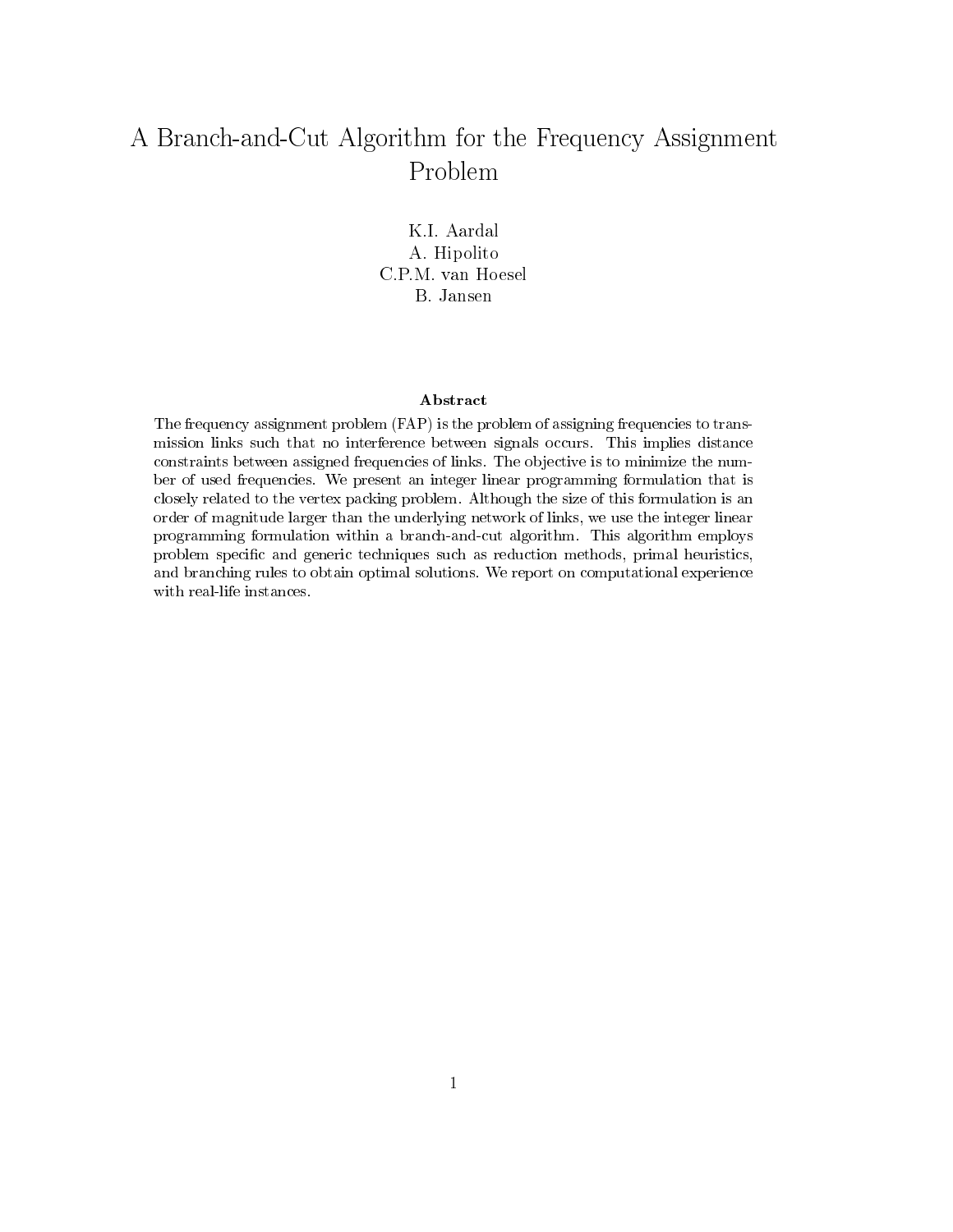# A Branch-and-Cut Algorithm for the Frequency Assignment Problem

K.I. Aardal
A. Hipolito
C.P.M. van Hoesel
B. Jansen

**Abstract**

The frequency assignment problem (FAP) is the problem of assigning frequencies to transmission links such that no interference between signals occurs. This implies distance constraints between assigned frequencies of links. The objective is to minimize the number of used frequencies. We present an integer linear programming formulation that is closely related to the vertex packing problem. Although the size of this formulation is an order of magnitude larger than the underlying network of links, we use the integer linear programming formulation within a branch-and-cut algorithm. This algorithm employs problem specific and generic techniques such as reduction methods, primal heuristics, and branching rules to obtain optimal solutions. We report on computational experience with real-life instances.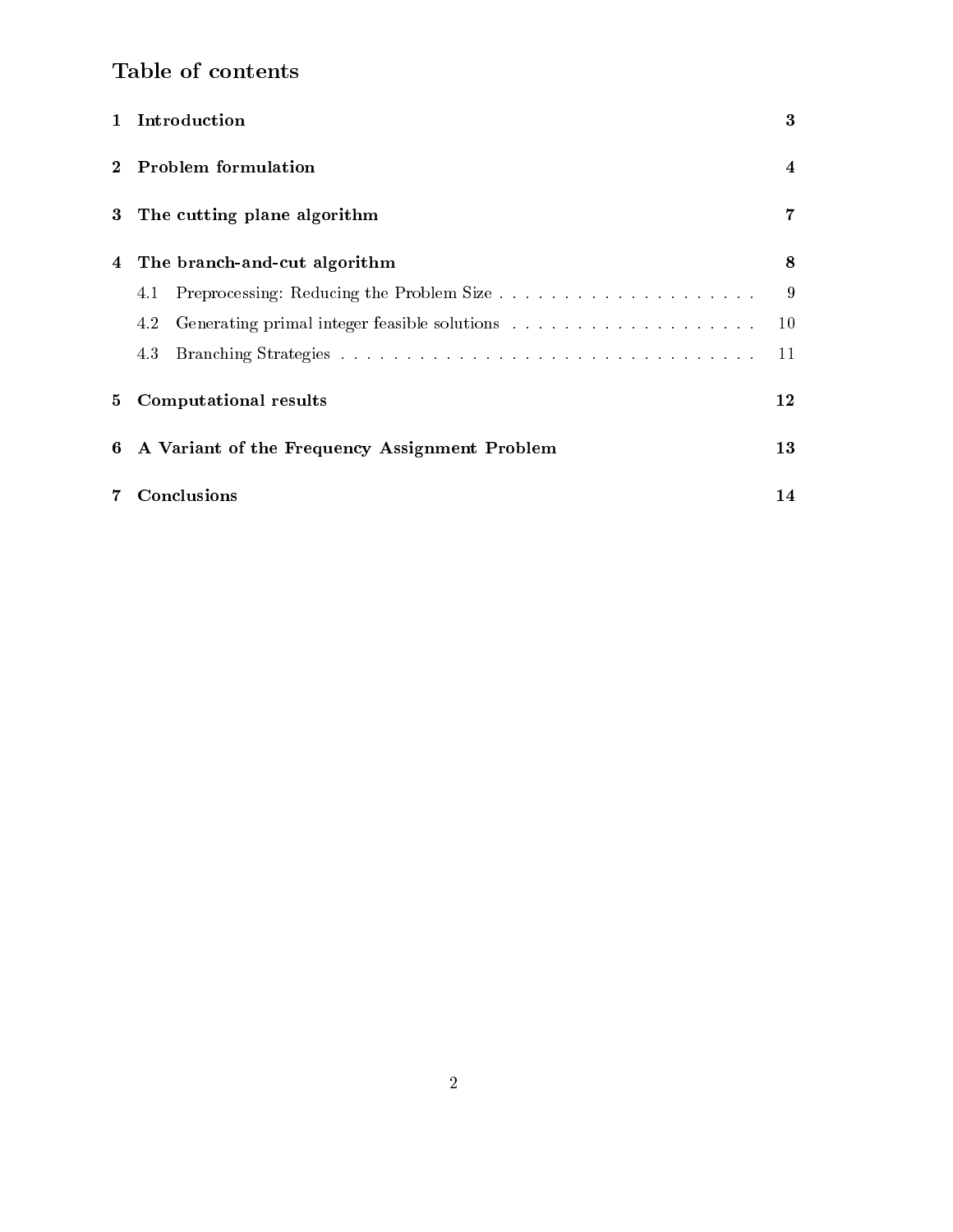# Table of contents

1 Introduction 3

2 Problem formulation 4

3 The cutting plane algorithm 7

4 The branch-and-cut algorithm 8

- 4.1 Preprocessing: Reducing the Problem Size 9
- 4.2 Generating primal integer feasible solutions 10
- 4.3 Branching Strategies 11

5 Computational results 12

6 A Variant of the Frequency Assignment Problem 13

7 Conclusions 14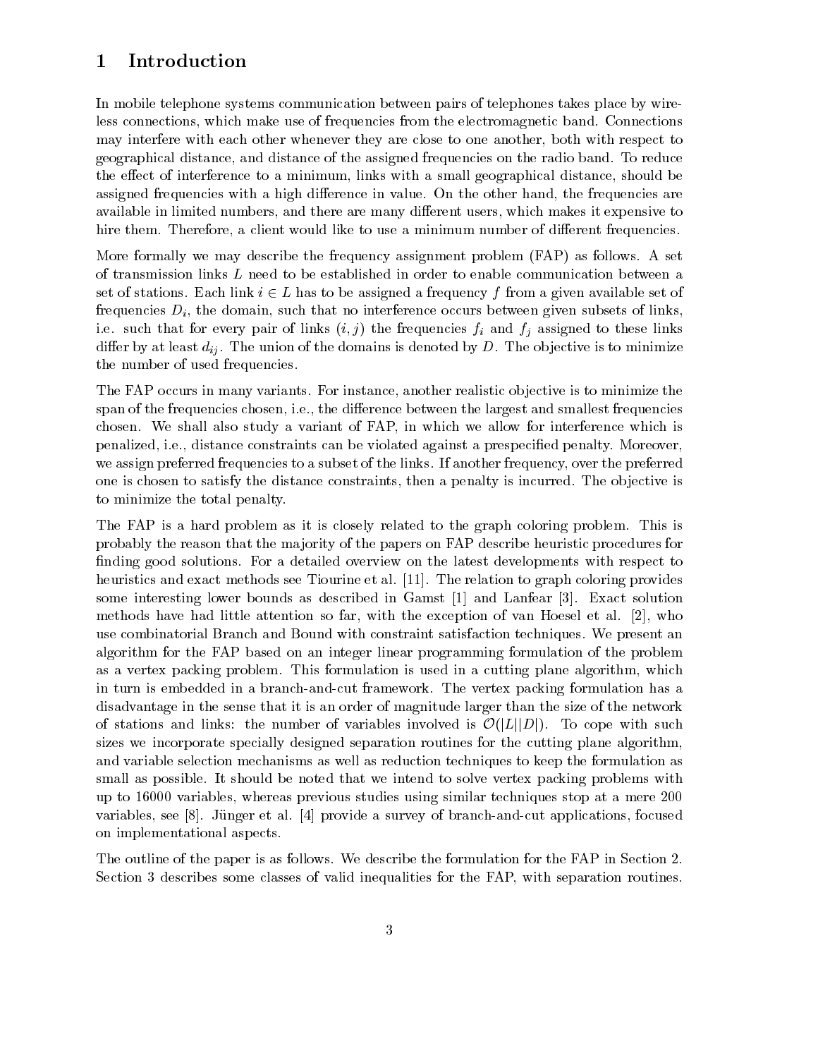# 1 Introduction

In mobile telephone systems communication between pairs of telephones takes place by wireless connections, which make use of frequencies from the electromagnetic band. Connections may interfere with each other whenever they are close to one another, both with respect to geographical distance, and distance of the assigned frequencies on the radio band. To reduce the effect of interference to a minimum, links with a small geographical distance, should be assigned frequencies with a high difference in value. On the other hand, the frequencies are available in limited numbers, and there are many different users, which makes it expensive to hire them. Therefore, a client would like to use a minimum number of different frequencies.

More formally we may describe the frequency assignment problem (FAP) as follows. A set of transmission links $L$ need to be established in order to enable communication between a set of stations. Each link $i \in L$ has to be assigned a frequency $f$ from a given available set of frequencies $D_i$, the domain, such that no interference occurs between given subsets of links, i.e. such that for every pair of links $(i, j)$ the frequencies $f_i$ and $f_j$ assigned to these links differ by at least $d_{ij}$. The union of the domains is denoted by $D$. The objective is to minimize the number of used frequencies.

The FAP occurs in many variants. For instance, another realistic objective is to minimize the span of the frequencies chosen, i.e., the difference between the largest and smallest frequencies chosen. We shall also study a variant of FAP, in which we allow for interference which is penalized, i.e., distance constraints can be violated against a prespecified penalty. Moreover, we assign preferred frequencies to a subset of the links. If another frequency, over the preferred one is chosen to satisfy the distance constraints, then a penalty is incurred. The objective is to minimize the total penalty.

The FAP is a hard problem as it is closely related to the graph coloring problem. This is probably the reason that the majority of the papers on FAP describe heuristic procedures for finding good solutions. For a detailed overview on the latest developments with respect to heuristics and exact methods see Tiourine et al. [11]. The relation to graph coloring provides some interesting lower bounds as described in Gamst [1] and Lanfear [3]. Exact solution methods have had little attention so far, with the exception of van Hoesel et al. [2], who use combinatorial Branch and Bound with constraint satisfaction techniques. We present an algorithm for the FAP based on an integer linear programming formulation of the problem as a vertex packing problem. This formulation is used in a cutting plane algorithm, which in turn is embedded in a branch-and-cut framework. The vertex packing formulation has a disadvantage in the sense that it is an order of magnitude larger than the size of the network of stations and links: the number of variables involved is $\mathcal{O}(|L||D|)$. To cope with such sizes we incorporate specially designed separation routines for the cutting plane algorithm, and variable selection mechanisms as well as reduction techniques to keep the formulation as small as possible. It should be noted that we intend to solve vertex packing problems with up to 16000 variables, whereas previous studies using similar techniques stop at a mere 200 variables, see [8]. Jünger et al. [4] provide a survey of branch-and-cut applications, focused on implementational aspects.

The outline of the paper is as follows. We describe the formulation for the FAP in Section 2. Section 3 describes some classes of valid inequalities for the FAP, with separation routines.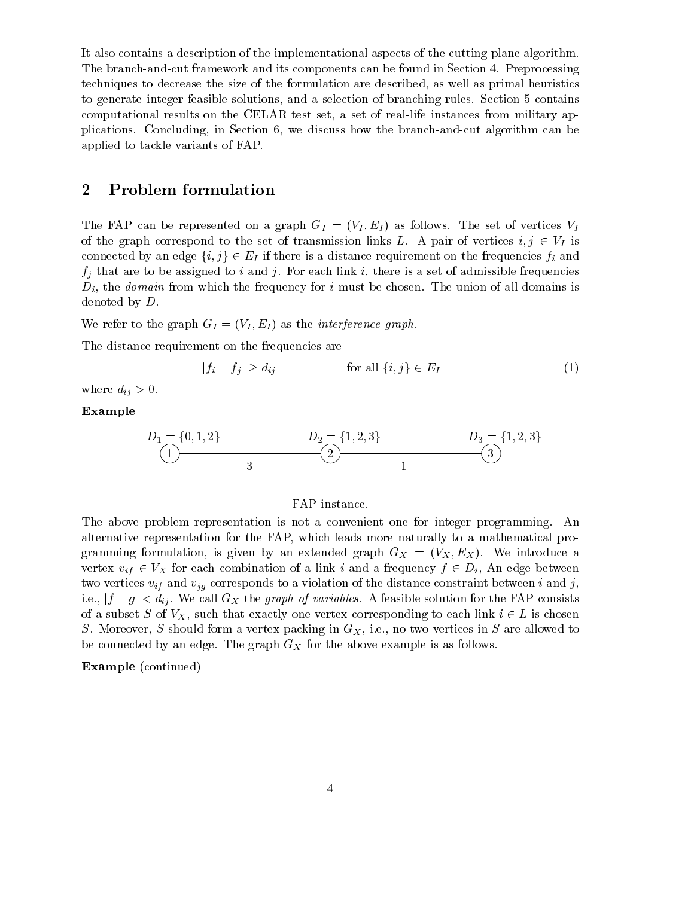It also contains a description of the implementational aspects of the cutting plane algorithm. The branch-and-cut framework and its components can be found in Section 4. Preprocessing techniques to decrease the size of the formulation are described, as well as primal heuristics to generate integer feasible solutions, and a selection of branching rules. Section 5 contains computational results on the CELAR test set, a set of real-life instances from military applications. Concluding, in Section 6, we discuss how the branch-and-cut algorithm can be applied to tackle variants of FAP.

## 2 Problem formulation

The FAP can be represented on a graph $G_I = (V_I, E_I)$ as follows. The set of vertices $V_I$ of the graph correspond to the set of transmission links $L$. A pair of vertices $i, j \in V_I$ is connected by an edge $\{i, j\} \in E_I$ if there is a distance requirement on the frequencies $f_i$ and $f_j$ that are to be assigned to $i$ and $j$. For each link $i$, there is a set of admissible frequencies $D_i$, the *domain* from which the frequency for $i$ must be chosen. The union of all domains is denoted by $D$.

We refer to the graph $G_I = (V_I, E_I)$ as the *interference graph*.

The distance requirement on the frequencies are

$$|f_i - f_j| \geq d_{ij} \qquad \text{for all } \{i, j\} \in E_I \tag{1}$$

where $d_{ij} > 0$.

**Example**

$D_1 = \{0, 1, 2\}$ $\quad$ $D_2 = \{1, 2, 3\}$ $\quad$ $D_3 = \{1, 2, 3\}$

(1) —— 3 —— (2) —— 1 —— (3)

FAP instance.

The above problem representation is not a convenient one for integer programming. An alternative representation for the FAP, which leads more naturally to a mathematical programming formulation, is given by an extended graph $G_X = (V_X, E_X)$. We introduce a vertex $v_{if} \in V_X$ for each combination of a link $i$ and a frequency $f \in D_i$, An edge between two vertices $v_{if}$ and $v_{jg}$ corresponds to a violation of the distance constraint between $i$ and $j$, i.e., $|f - g| < d_{ij}$. We call $G_X$ the *graph of variables*. A feasible solution for the FAP consists of a subset $S$ of $V_X$, such that exactly one vertex corresponding to each link $i \in L$ is chosen $S$. Moreover, $S$ should form a vertex packing in $G_X$, i.e., no two vertices in $S$ are allowed to be connected by an edge. The graph $G_X$ for the above example is as follows.

**Example** (continued)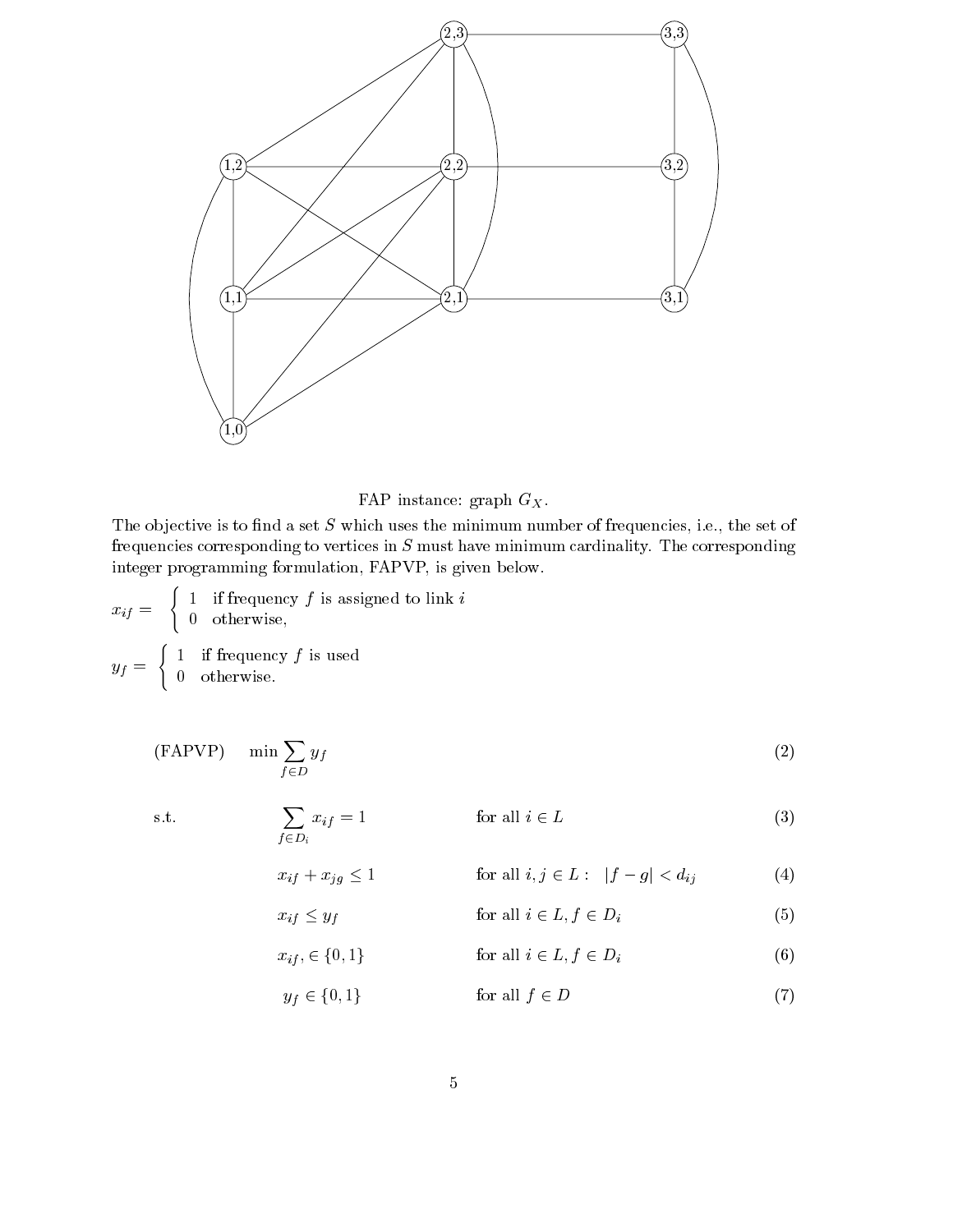FAP instance: graph $G_X$.

The objective is to find a set $S$ which uses the minimum number of frequencies, i.e., the set of frequencies corresponding to vertices in $S$ must have minimum cardinality. The corresponding integer programming formulation, FAPVP, is given below.

$$x_{if} = \begin{cases} 1 & \text{if frequency } f \text{ is assigned to link } i \\ 0 & \text{otherwise,} \end{cases}$$

$$y_f = \begin{cases} 1 & \text{if frequency } f \text{ is used} \\ 0 & \text{otherwise.} \end{cases}$$

$$\text{(FAPVP)} \quad \min \sum_{f \in D} y_f \tag{2}$$

$$\text{s.t.} \quad \sum_{f \in D_i} x_{if} = 1 \qquad \text{for all } i \in L \tag{3}$$

$$x_{if} + x_{jg} \leq 1 \qquad \text{for all } i, j \in L : \ |f - g| < d_{ij} \tag{4}$$

$$x_{if} \leq y_f \qquad \text{for all } i \in L, f \in D_i \tag{5}$$

$$x_{if}, \in \{0, 1\} \qquad \text{for all } i \in L, f \in D_i \tag{6}$$

$$y_f \in \{0, 1\} \qquad \text{for all } f \in D \tag{7}$$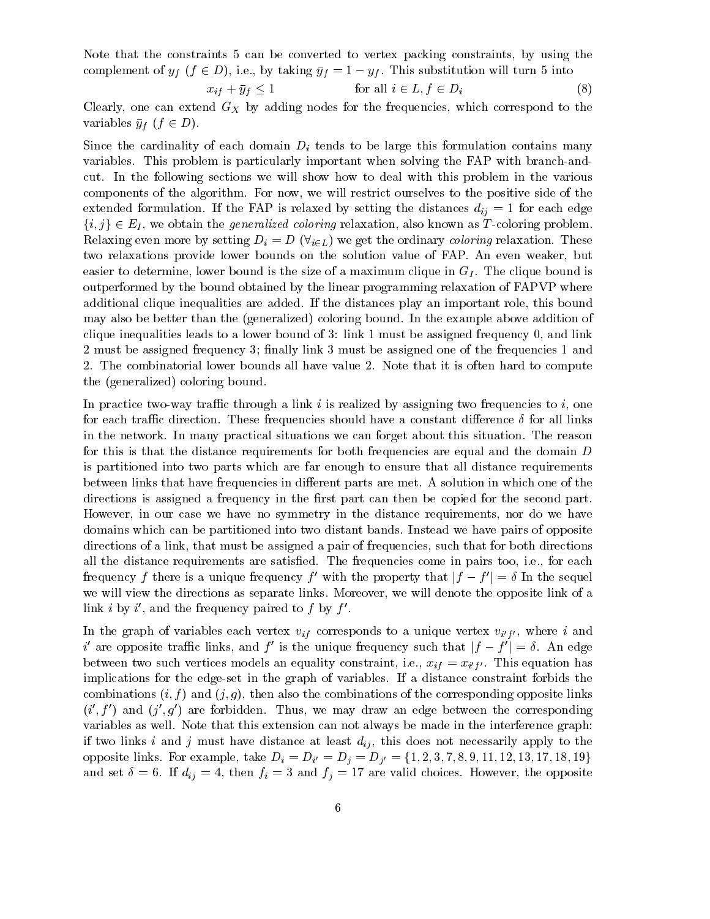Note that the constraints 5 can be converted to vertex packing constraints, by using the complement of $y_f$ ($f \in D$), i.e., by taking $\bar{y}_f = 1 - y_f$. This substitution will turn 5 into

$$x_{if} + \bar{y}_f \leq 1 \qquad\qquad \text{for all } i \in L, f \in D_i \tag{8}$$

Clearly, one can extend $G_X$ by adding nodes for the frequencies, which correspond to the variables $\bar{y}_f$ ($f \in D$).

Since the cardinality of each domain $D_i$ tends to be large this formulation contains many variables. This problem is particularly important when solving the FAP with branch-and-cut. In the following sections we will show how to deal with this problem in the various components of the algorithm. For now, we will restrict ourselves to the positive side of the extended formulation. If the FAP is relaxed by setting the distances $d_{ij} = 1$ for each edge $\{i, j\} \in E_I$, we obtain the *generalized coloring* relaxation, also known as $T$-coloring problem. Relaxing even more by setting $D_i = D$ ($\forall_{i \in L}$) we get the ordinary *coloring* relaxation. These two relaxations provide lower bounds on the solution value of FAP. An even weaker, but easier to determine, lower bound is the size of a maximum clique in $G_I$. The clique bound is outperformed by the bound obtained by the linear programming relaxation of FAPVP where additional clique inequalities are added. If the distances play an important role, this bound may also be better than the (generalized) coloring bound. In the example above addition of clique inequalities leads to a lower bound of 3: link 1 must be assigned frequency 0, and link 2 must be assigned frequency 3; finally link 3 must be assigned one of the frequencies 1 and 2. The combinatorial lower bounds all have value 2. Note that it is often hard to compute the (generalized) coloring bound.

In practice two-way traffic through a link $i$ is realized by assigning two frequencies to $i$, one for each traffic direction. These frequencies should have a constant difference $\delta$ for all links in the network. In many practical situations we can forget about this situation. The reason for this is that the distance requirements for both frequencies are equal and the domain $D$ is partitioned into two parts which are far enough to ensure that all distance requirements between links that have frequencies in different parts are met. A solution in which one of the directions is assigned a frequency in the first part can then be copied for the second part. However, in our case we have no symmetry in the distance requirements, nor do we have domains which can be partitioned into two distant bands. Instead we have pairs of opposite directions of a link, that must be assigned a pair of frequencies, such that for both directions all the distance requirements are satisfied. The frequencies come in pairs too, i.e., for each frequency $f$ there is a unique frequency $f'$ with the property that $|f - f'| = \delta$ In the sequel we will view the directions as separate links. Moreover, we will denote the opposite link of a link $i$ by $i'$, and the frequency paired to $f$ by $f'$.

In the graph of variables each vertex $v_{if}$ corresponds to a unique vertex $v_{i'f'}$, where $i$ and $i'$ are opposite traffic links, and $f'$ is the unique frequency such that $|f - f'| = \delta$. An edge between two such vertices models an equality constraint, i.e., $x_{if} = x_{i'f'}$. This equation has implications for the edge-set in the graph of variables. If a distance constraint forbids the combinations $(i, f)$ and $(j, g)$, then also the combinations of the corresponding opposite links $(i', f')$ and $(j', g')$ are forbidden. Thus, we may draw an edge between the corresponding variables as well. Note that this extension can not always be made in the interference graph: if two links $i$ and $j$ must have distance at least $d_{ij}$, this does not necessarily apply to the opposite links. For example, take $D_i = D_{i'} = D_j = D_{j'} = \{1, 2, 3, 7, 8, 9, 11, 12, 13, 17, 18, 19\}$ and set $\delta = 6$. If $d_{ij} = 4$, then $f_i = 3$ and $f_j = 17$ are valid choices. However, the opposite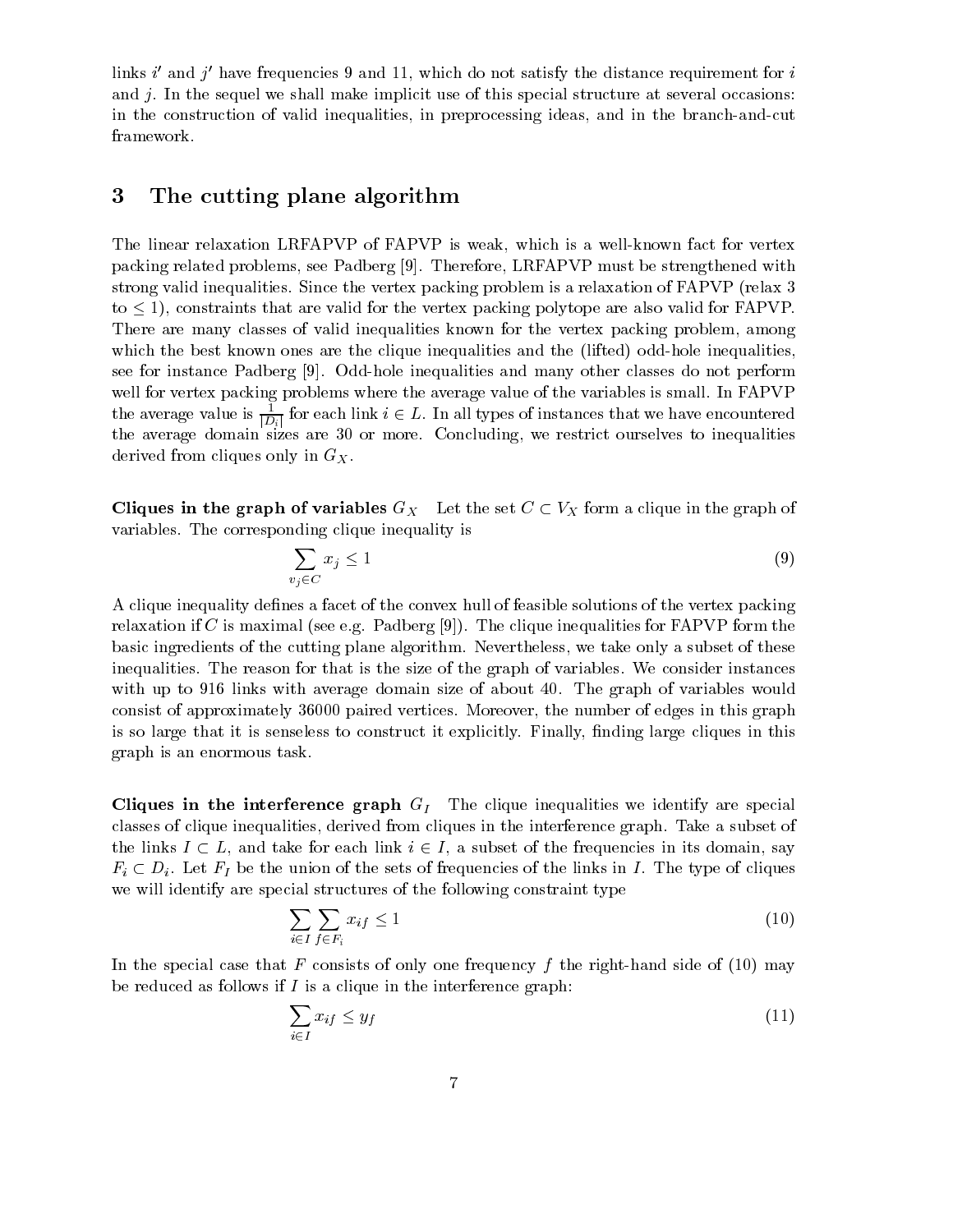links $i'$ and $j'$ have frequencies 9 and 11, which do not satisfy the distance requirement for $i$ and $j$. In the sequel we shall make implicit use of this special structure at several occasions: in the construction of valid inequalities, in preprocessing ideas, and in the branch-and-cut framework.

## 3 The cutting plane algorithm

The linear relaxation LRFAPVP of FAPVP is weak, which is a well-known fact for vertex packing related problems, see Padberg [9]. Therefore, LRFAPVP must be strengthened with strong valid inequalities. Since the vertex packing problem is a relaxation of FAPVP (relax 3 to $\leq 1$), constraints that are valid for the vertex packing polytope are also valid for FAPVP. There are many classes of valid inequalities known for the vertex packing problem, among which the best known ones are the clique inequalities and the (lifted) odd-hole inequalities, see for instance Padberg [9]. Odd-hole inequalities and many other classes do not perform well for vertex packing problems where the average value of the variables is small. In FAPVP the average value is $\frac{1}{|D_i|}$ for each link $i \in L$. In all types of instances that we have encountered the average domain sizes are 30 or more. Concluding, we restrict ourselves to inequalities derived from cliques only in $G_X$.

**Cliques in the graph of variables $G_X$** Let the set $C \subset V_X$ form a clique in the graph of variables. The corresponding clique inequality is

$$\sum_{v_j \in C} x_j \leq 1 \tag{9}$$

A clique inequality defines a facet of the convex hull of feasible solutions of the vertex packing relaxation if $C$ is maximal (see e.g. Padberg [9]). The clique inequalities for FAPVP form the basic ingredients of the cutting plane algorithm. Nevertheless, we take only a subset of these inequalities. The reason for that is the size of the graph of variables. We consider instances with up to 916 links with average domain size of about 40. The graph of variables would consist of approximately 36000 paired vertices. Moreover, the number of edges in this graph is so large that it is senseless to construct it explicitly. Finally, finding large cliques in this graph is an enormous task.

**Cliques in the interference graph $G_I$** The clique inequalities we identify are special classes of clique inequalities, derived from cliques in the interference graph. Take a subset of the links $I \subset L$, and take for each link $i \in I$, a subset of the frequencies in its domain, say $F_i \subset D_i$. Let $F_I$ be the union of the sets of frequencies of the links in $I$. The type of cliques we will identify are special structures of the following constraint type

$$\sum_{i \in I} \sum_{f \in F_i} x_{if} \leq 1 \tag{10}$$

In the special case that $F$ consists of only one frequency $f$ the right-hand side of (10) may be reduced as follows if $I$ is a clique in the interference graph:

$$\sum_{i \in I} x_{if} \leq y_f \tag{11}$$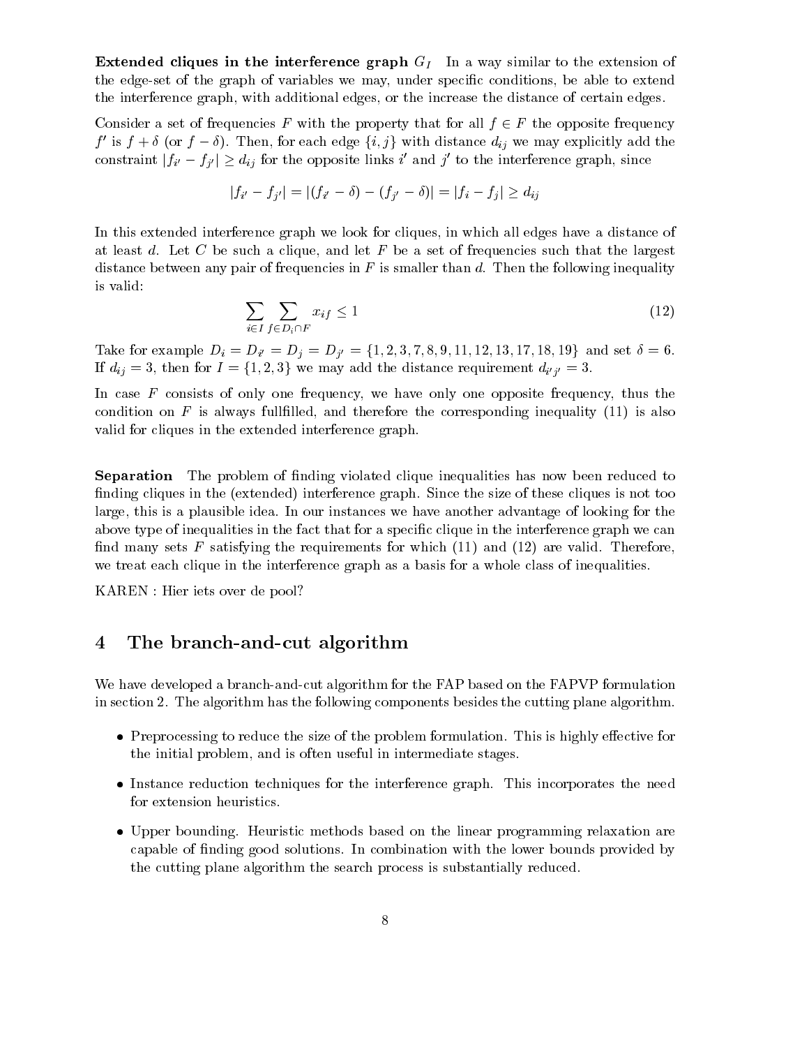**Extended cliques in the interference graph $G_I$** In a way similar to the extension of the edge-set of the graph of variables we may, under specific conditions, be able to extend the interference graph, with additional edges, or the increase the distance of certain edges.

Consider a set of frequencies $F$ with the property that for all $f \in F$ the opposite frequency $f'$ is $f + \delta$ (or $f - \delta$). Then, for each edge $\{i, j\}$ with distance $d_{ij}$ we may explicitly add the constraint $|f_{i'} - f_{j'}| \geq d_{ij}$ for the opposite links $i'$ and $j'$ to the interference graph, since

$$|f_{i'} - f_{j'}| = |(f_{i'} - \delta) - (f_{j'} - \delta)| = |f_i - f_j| \geq d_{ij}$$

In this extended interference graph we look for cliques, in which all edges have a distance of at least $d$. Let $C$ be such a clique, and let $F$ be a set of frequencies such that the largest distance between any pair of frequencies in $F$ is smaller than $d$. Then the following inequality is valid:

$$\sum_{i \in I} \sum_{f \in D_i \cap F} x_{if} \leq 1 \tag{12}$$

Take for example $D_i = D_{i'} = D_j = D_{j'} = \{1, 2, 3, 7, 8, 9, 11, 12, 13, 17, 18, 19\}$ and set $\delta = 6$. If $d_{ij} = 3$, then for $I = \{1, 2, 3\}$ we may add the distance requirement $d_{i'j'} = 3$.

In case $F$ consists of only one frequency, we have only one opposite frequency, thus the condition on $F$ is always fullfilled, and therefore the corresponding inequality (11) is also valid for cliques in the extended interference graph.

**Separation** The problem of finding violated clique inequalities has now been reduced to finding cliques in the (extended) interference graph. Since the size of these cliques is not too large, this is a plausible idea. In our instances we have another advantage of looking for the above type of inequalities in the fact that for a specific clique in the interference graph we can find many sets $F$ satisfying the requirements for which (11) and (12) are valid. Therefore, we treat each clique in the interference graph as a basis for a whole class of inequalities.

KAREN : Hier iets over de pool?

## 4 The branch-and-cut algorithm

We have developed a branch-and-cut algorithm for the FAP based on the FAPVP formulation in section 2. The algorithm has the following components besides the cutting plane algorithm.

- Preprocessing to reduce the size of the problem formulation. This is highly effective for the initial problem, and is often useful in intermediate stages.
- Instance reduction techniques for the interference graph. This incorporates the need for extension heuristics.
- Upper bounding. Heuristic methods based on the linear programming relaxation are capable of finding good solutions. In combination with the lower bounds provided by the cutting plane algorithm the search process is substantially reduced.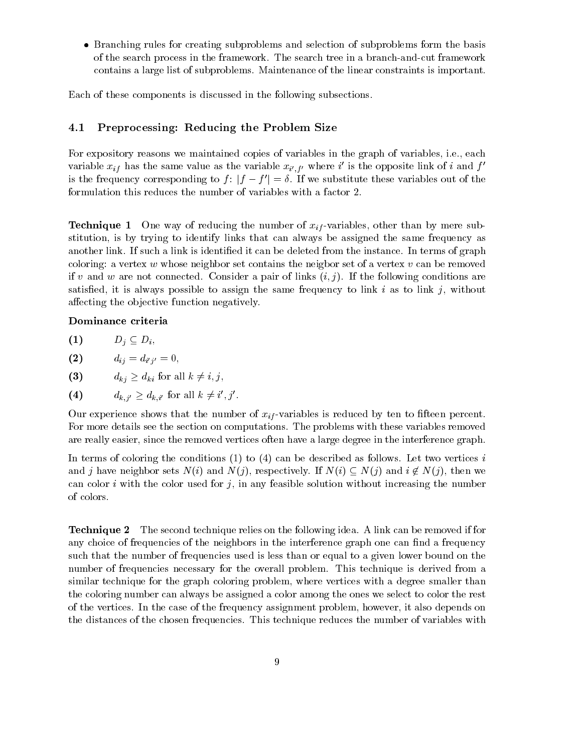- Branching rules for creating subproblems and selection of subproblems form the basis of the search process in the framework. The search tree in a branch-and-cut framework contains a large list of subproblems. Maintenance of the linear constraints is important.

Each of these components is discussed in the following subsections.

### 4.1 Preprocessing: Reducing the Problem Size

For expository reasons we maintained copies of variables in the graph of variables, i.e., each variable $x_{if}$ has the same value as the variable $x_{i',f'}$ where $i'$ is the opposite link of $i$ and $f'$ is the frequency corresponding to $f$: $|f - f'| = \delta$. If we substitute these variables out of the formulation this reduces the number of variables with a factor 2.

**Technique 1** One way of reducing the number of $x_{if}$-variables, other than by mere substitution, is by trying to identify links that can always be assigned the same frequency as another link. If such a link is identified it can be deleted from the instance. In terms of graph coloring: a vertex $w$ whose neighbor set contains the neigbor set of a vertex $v$ can be removed if $v$ and $w$ are not connected. Consider a pair of links $(i, j)$. If the following conditions are satisfied, it is always possible to assign the same frequency to link $i$ as to link $j$, without affecting the objective function negatively.

**Dominance criteria**

**(1)** $D_j \subseteq D_i$,

**(2)** $d_{ij} = d_{i'j'} = 0$,

**(3)** $d_{kj} \geq d_{ki}$ for all $k \neq i, j$,

**(4)** $d_{k,j'} \geq d_{k,i'}$ for all $k \neq i', j'$.

Our experience shows that the number of $x_{if}$-variables is reduced by ten to fifteen percent. For more details see the section on computations. The problems with these variables removed are really easier, since the removed vertices often have a large degree in the interference graph.

In terms of coloring the conditions (1) to (4) can be described as follows. Let two vertices $i$ and $j$ have neighbor sets $N(i)$ and $N(j)$, respectively. If $N(i) \subseteq N(j)$ and $i \notin N(j)$, then we can color $i$ with the color used for $j$, in any feasible solution without increasing the number of colors.

**Technique 2** The second technique relies on the following idea. A link can be removed if for any choice of frequencies of the neighbors in the interference graph one can find a frequency such that the number of frequencies used is less than or equal to a given lower bound on the number of frequencies necessary for the overall problem. This technique is derived from a similar technique for the graph coloring problem, where vertices with a degree smaller than the coloring number can always be assigned a color among the ones we select to color the rest of the vertices. In the case of the frequency assignment problem, however, it also depends on the distances of the chosen frequencies. This technique reduces the number of variables with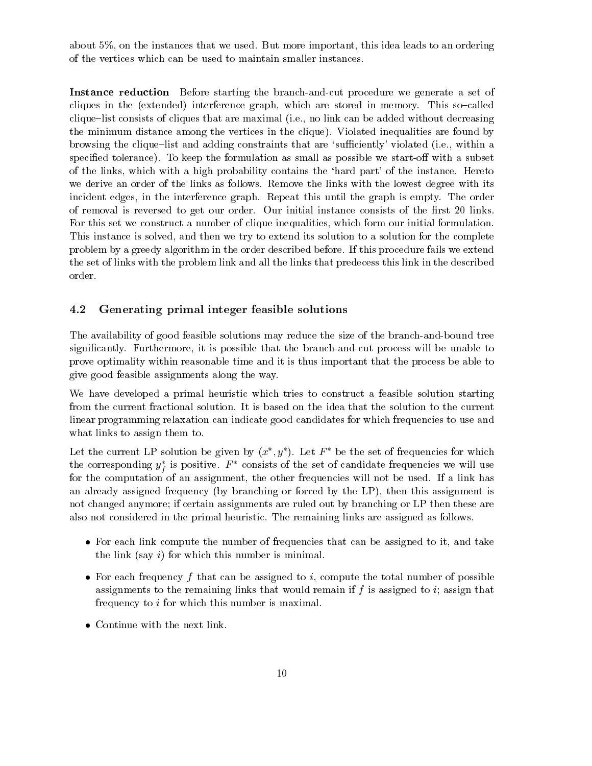about 5%, on the instances that we used. But more important, this idea leads to an ordering of the vertices which can be used to maintain smaller instances.

**Instance reduction** Before starting the branch-and-cut procedure we generate a set of cliques in the (extended) interference graph, which are stored in memory. This so–called clique–list consists of cliques that are maximal (i.e., no link can be added without decreasing the minimum distance among the vertices in the clique). Violated inequalities are found by browsing the clique–list and adding constraints that are 'sufficiently' violated (i.e., within a specified tolerance). To keep the formulation as small as possible we start-off with a subset of the links, which with a high probability contains the 'hard part' of the instance. Hereto we derive an order of the links as follows. Remove the links with the lowest degree with its incident edges, in the interference graph. Repeat this until the graph is empty. The order of removal is reversed to get our order. Our initial instance consists of the first 20 links. For this set we construct a number of clique inequalities, which form our initial formulation. This instance is solved, and then we try to extend its solution to a solution for the complete problem by a greedy algorithm in the order described before. If this procedure fails we extend the set of links with the problem link and all the links that predecess this link in the described order.

### 4.2 Generating primal integer feasible solutions

The availability of good feasible solutions may reduce the size of the branch-and-bound tree significantly. Furthermore, it is possible that the branch-and-cut process will be unable to prove optimality within reasonable time and it is thus important that the process be able to give good feasible assignments along the way.

We have developed a primal heuristic which tries to construct a feasible solution starting from the current fractional solution. It is based on the idea that the solution to the current linear programming relaxation can indicate good candidates for which frequencies to use and what links to assign them to.

Let the current LP solution be given by $(x^*, y^*)$. Let $F^*$ be the set of frequencies for which the corresponding $y^*_f$ is positive. $F^*$ consists of the set of candidate frequencies we will use for the computation of an assignment, the other frequencies will not be used. If a link has an already assigned frequency (by branching or forced by the LP), then this assignment is not changed anymore; if certain assignments are ruled out by branching or LP then these are also not considered in the primal heuristic. The remaining links are assigned as follows.

- For each link compute the number of frequencies that can be assigned to it, and take the link (say $i$) for which this number is minimal.
- For each frequency $f$ that can be assigned to $i$, compute the total number of possible assignments to the remaining links that would remain if $f$ is assigned to $i$; assign that frequency to $i$ for which this number is maximal.
- Continue with the next link.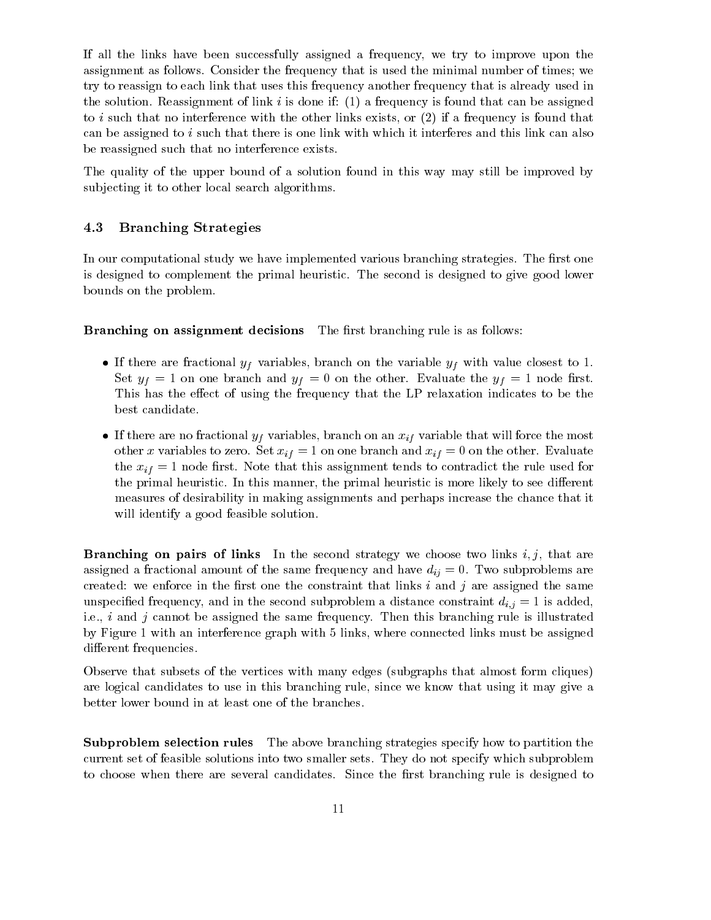If all the links have been successfully assigned a frequency, we try to improve upon the assignment as follows. Consider the frequency that is used the minimal number of times; we try to reassign to each link that uses this frequency another frequency that is already used in the solution. Reassignment of link $i$ is done if: (1) a frequency is found that can be assigned to $i$ such that no interference with the other links exists, or (2) if a frequency is found that can be assigned to $i$ such that there is one link with which it interferes and this link can also be reassigned such that no interference exists.

The quality of the upper bound of a solution found in this way may still be improved by subjecting it to other local search algorithms.

### 4.3 Branching Strategies

In our computational study we have implemented various branching strategies. The first one is designed to complement the primal heuristic. The second is designed to give good lower bounds on the problem.

**Branching on assignment decisions** The first branching rule is as follows:

- If there are fractional $y_f$ variables, branch on the variable $y_f$ with value closest to 1. Set $y_f = 1$ on one branch and $y_f = 0$ on the other. Evaluate the $y_f = 1$ node first. This has the effect of using the frequency that the LP relaxation indicates to be the best candidate.
- If there are no fractional $y_f$ variables, branch on an $x_{if}$ variable that will force the most other $x$ variables to zero. Set $x_{if} = 1$ on one branch and $x_{if} = 0$ on the other. Evaluate the $x_{if} = 1$ node first. Note that this assignment tends to contradict the rule used for the primal heuristic. In this manner, the primal heuristic is more likely to see different measures of desirability in making assignments and perhaps increase the chance that it will identify a good feasible solution.

**Branching on pairs of links** In the second strategy we choose two links $i, j$, that are assigned a fractional amount of the same frequency and have $d_{ij} = 0$. Two subproblems are created: we enforce in the first one the constraint that links $i$ and $j$ are assigned the same unspecified frequency, and in the second subproblem a distance constraint $d_{i,j} = 1$ is added, i.e., $i$ and $j$ cannot be assigned the same frequency. Then this branching rule is illustrated by Figure 1 with an interference graph with 5 links, where connected links must be assigned different frequencies.

Observe that subsets of the vertices with many edges (subgraphs that almost form cliques) are logical candidates to use in this branching rule, since we know that using it may give a better lower bound in at least one of the branches.

**Subproblem selection rules** The above branching strategies specify how to partition the current set of feasible solutions into two smaller sets. They do not specify which subproblem to choose when there are several candidates. Since the first branching rule is designed to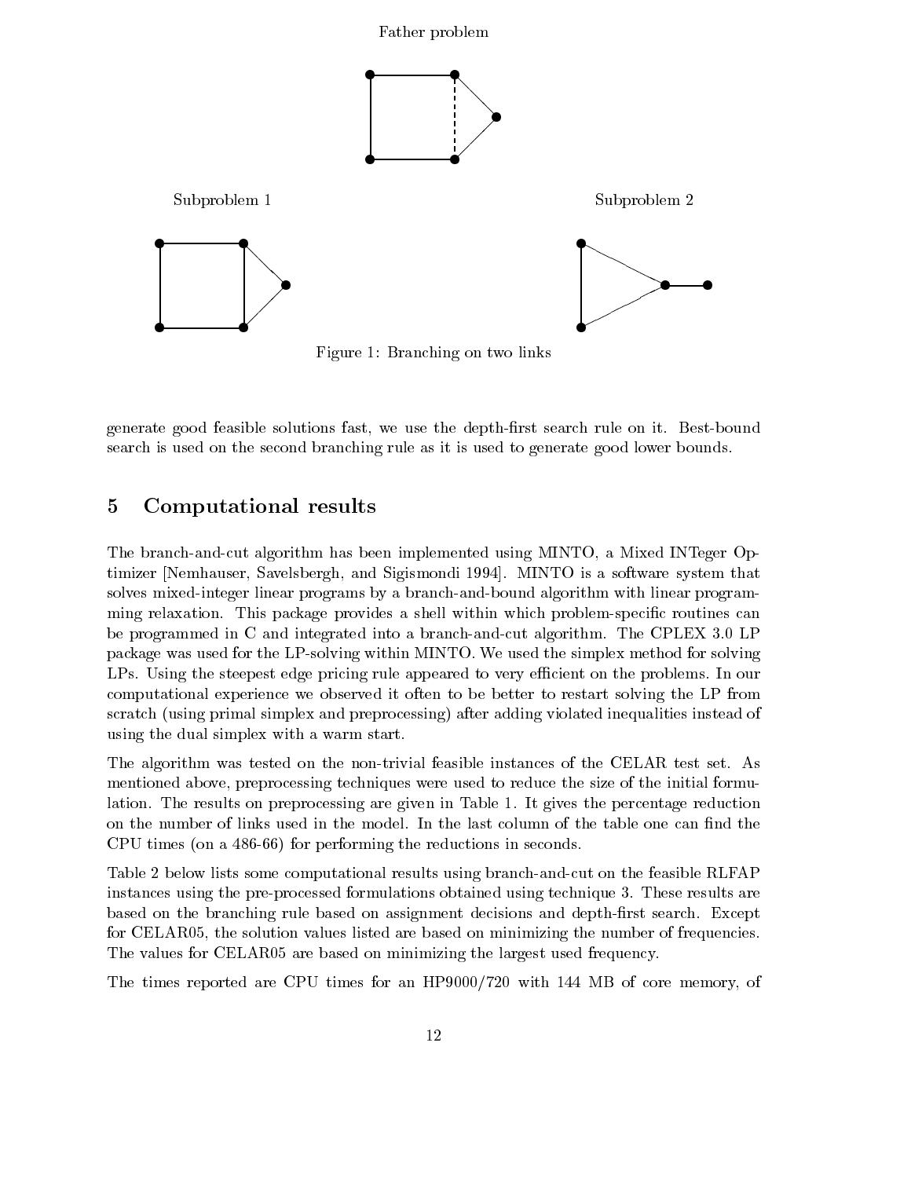Father problem

Subproblem 1

Subproblem 2

Figure 1: Branching on two links

generate good feasible solutions fast, we use the depth-first search rule on it. Best-bound search is used on the second branching rule as it is used to generate good lower bounds.

## 5 Computational results

The branch-and-cut algorithm has been implemented using MINTO, a Mixed INTeger Optimizer [Nemhauser, Savelsbergh, and Sigismondi 1994]. MINTO is a software system that solves mixed-integer linear programs by a branch-and-bound algorithm with linear programming relaxation. This package provides a shell within which problem-specific routines can be programmed in C and integrated into a branch-and-cut algorithm. The CPLEX 3.0 LP package was used for the LP-solving within MINTO. We used the simplex method for solving LPs. Using the steepest edge pricing rule appeared to very efficient on the problems. In our computational experience we observed it often to be better to restart solving the LP from scratch (using primal simplex and preprocessing) after adding violated inequalities instead of using the dual simplex with a warm start.

The algorithm was tested on the non-trivial feasible instances of the CELAR test set. As mentioned above, preprocessing techniques were used to reduce the size of the initial formulation. The results on preprocessing are given in Table 1. It gives the percentage reduction on the number of links used in the model. In the last column of the table one can find the CPU times (on a 486-66) for performing the reductions in seconds.

Table 2 below lists some computational results using branch-and-cut on the feasible RLFAP instances using the pre-processed formulations obtained using technique 3. These results are based on the branching rule based on assignment decisions and depth-first search. Except for CELAR05, the solution values listed are based on minimizing the number of frequencies. The values for CELAR05 are based on minimizing the largest used frequency.

The times reported are CPU times for an HP9000/720 with 144 MB of core memory, of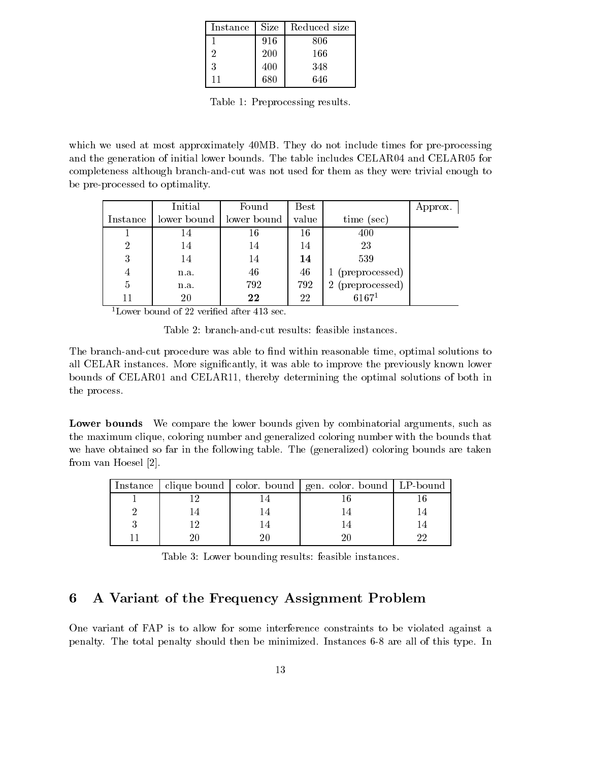| Instance | Size | Reduced size |
|---|---|---|
| 1 | 916 | 806 |
| 2 | 200 | 166 |
| 3 | 400 | 348 |
| 11 | 680 | 646 |

Table 1: Preprocessing results.

which we used at most approximately 40MB. They do not include times for pre-processing and the generation of initial lower bounds. The table includes CELAR04 and CELAR05 for completeness although branch-and-cut was not used for them as they were trivial enough to be pre-processed to optimality.

| Instance | Initial lower bound | Found lower bound | Best value | time (sec) | Approx. |
|---|---|---|---|---|---|
| 1 | 14 | 16 | 16 | 400 | |
| 2 | 14 | 14 | 14 | 23 | |
| 3 | 14 | 14 | **14** | 539 | |
| 4 | n.a. | 46 | 46 | 1 (preprocessed) | |
| 5 | n.a. | 792 | 792 | 2 (preprocessed) | |
| 11 | 20 | **22** | 22 | 6167[1] | |

[1]Lower bound of 22 verified after 413 sec.

Table 2: branch-and-cut results: feasible instances.

The branch-and-cut procedure was able to find within reasonable time, optimal solutions to all CELAR instances. More significantly, it was able to improve the previously known lower bounds of CELAR01 and CELAR11, thereby determining the optimal solutions of both in the process.

**Lower bounds** We compare the lower bounds given by combinatorial arguments, such as the maximum clique, coloring number and generalized coloring number with the bounds that we have obtained so far in the following table. The (generalized) coloring bounds are taken from van Hoesel [2].

| Instance | clique bound | color. bound | gen. color. bound | LP-bound |
|---|---|---|---|---|
| 1 | 12 | 14 | 16 | 16 |
| 2 | 14 | 14 | 14 | 14 |
| 3 | 12 | 14 | 14 | 14 |
| 11 | 20 | 20 | 20 | 22 |

Table 3: Lower bounding results: feasible instances.

## 6 A Variant of the Frequency Assignment Problem

One variant of FAP is to allow for some interference constraints to be violated against a penalty. The total penalty should then be minimized. Instances 6-8 are all of this type. In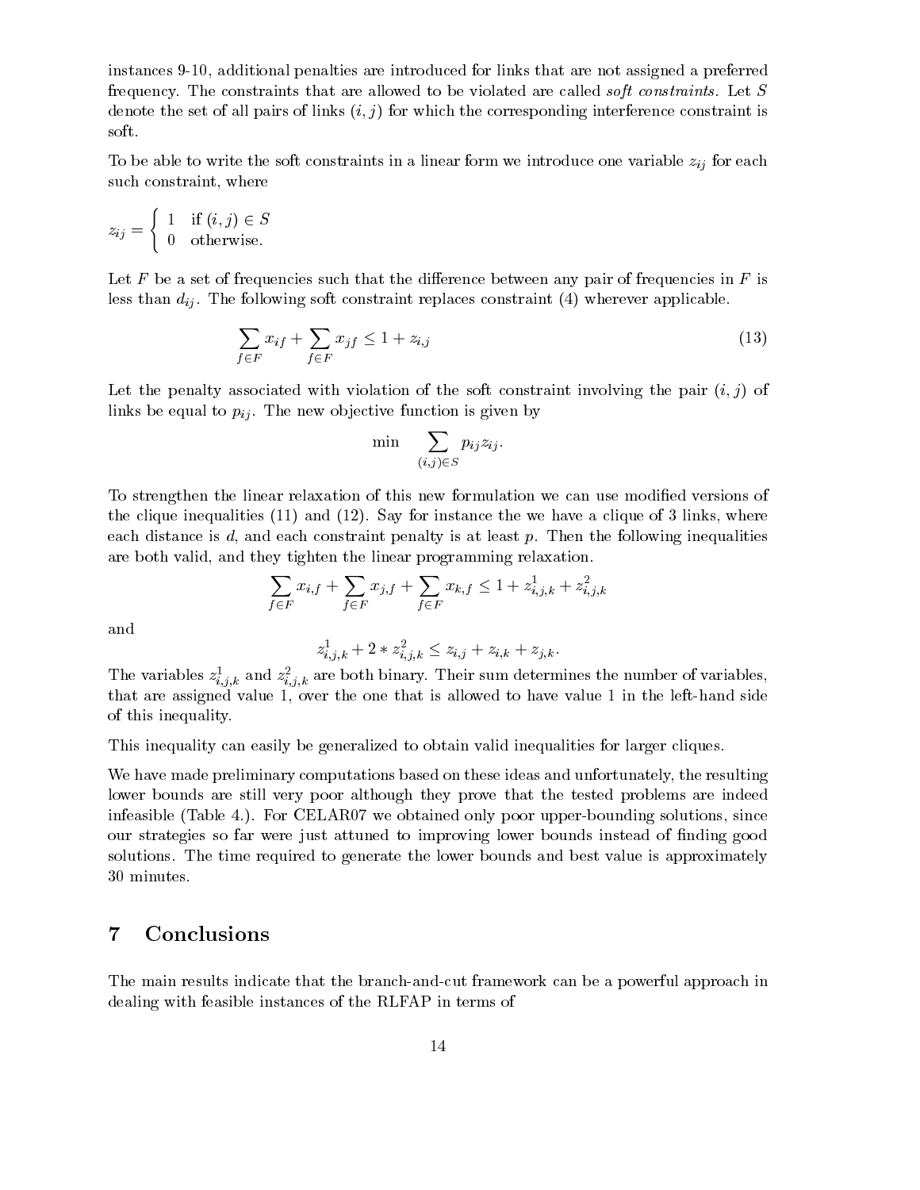instances 9-10, additional penalties are introduced for links that are not assigned a preferred frequency. The constraints that are allowed to be violated are called *soft constraints*. Let $S$ denote the set of all pairs of links $(i,j)$ for which the corresponding interference constraint is soft.

To be able to write the soft constraints in a linear form we introduce one variable $z_{ij}$ for each such constraint, where

$$z_{ij} = \begin{cases} 1 & \text{if } (i,j) \in S \\ 0 & \text{otherwise.} \end{cases}$$

Let $F$ be a set of frequencies such that the difference between any pair of frequencies in $F$ is less than $d_{ij}$. The following soft constraint replaces constraint (4) wherever applicable.

$$\sum_{f \in F} x_{if} + \sum_{f \in F} x_{jf} \leq 1 + z_{i,j} \tag{13}$$

Let the penalty associated with violation of the soft constraint involving the pair $(i,j)$ of links be equal to $p_{ij}$. The new objective function is given by

$$\min \sum_{(i,j) \in S} p_{ij} z_{ij}.$$

To strengthen the linear relaxation of this new formulation we can use modified versions of the clique inequalities (11) and (12). Say for instance the we have a clique of 3 links, where each distance is $d$, and each constraint penalty is at least $p$. Then the following inequalities are both valid, and they tighten the linear programming relaxation.

$$\sum_{f \in F} x_{i,f} + \sum_{f \in F} x_{j,f} + \sum_{f \in F} x_{k,f} \leq 1 + z^1_{i,j,k} + z^2_{i,j,k}$$

and

$$z^1_{i,j,k} + 2 * z^2_{i,j,k} \leq z_{i,j} + z_{i,k} + z_{j,k}.$$

The variables $z^1_{i,j,k}$ and $z^2_{i,j,k}$ are both binary. Their sum determines the number of variables, that are assigned value 1, over the one that is allowed to have value 1 in the left-hand side of this inequality.

This inequality can easily be generalized to obtain valid inequalities for larger cliques.

We have made preliminary computations based on these ideas and unfortunately, the resulting lower bounds are still very poor although they prove that the tested problems are indeed infeasible (Table 4.). For CELAR07 we obtained only poor upper-bounding solutions, since our strategies so far were just attuned to improving lower bounds instead of finding good solutions. The time required to generate the lower bounds and best value is approximately 30 minutes.

## 7 Conclusions

The main results indicate that the branch-and-cut framework can be a powerful approach in dealing with feasible instances of the RLFAP in terms of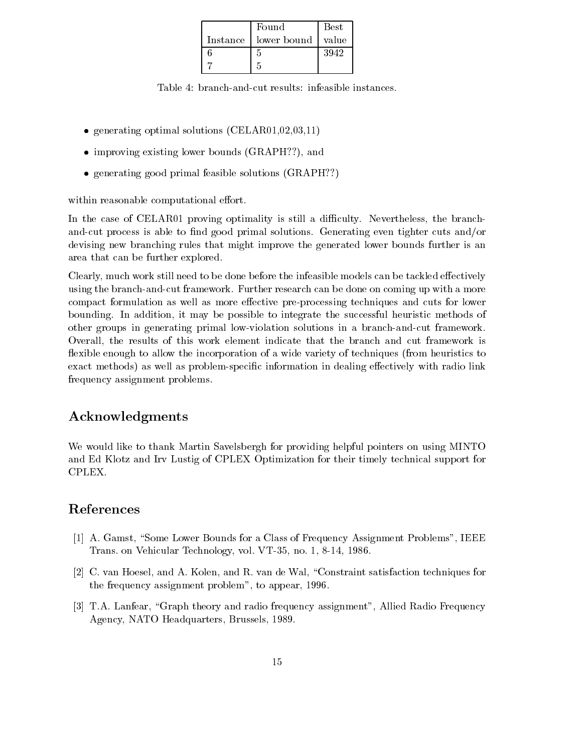| Instance | Found lower bound | Best value |
|---|---|---|
| 6 | 5 | 3942 |
| 7 | 5 | |

Table 4: branch-and-cut results: infeasible instances.

- generating optimal solutions (CELAR01,02,03,11)
- improving existing lower bounds (GRAPH??), and
- generating good primal feasible solutions (GRAPH??)

within reasonable computational effort.

In the case of CELAR01 proving optimality is still a difficulty. Nevertheless, the branch-and-cut process is able to find good primal solutions. Generating even tighter cuts and/or devising new branching rules that might improve the generated lower bounds further is an area that can be further explored.

Clearly, much work still need to be done before the infeasible models can be tackled effectively using the branch-and-cut framework. Further research can be done on coming up with a more compact formulation as well as more effective pre-processing techniques and cuts for lower bounding. In addition, it may be possible to integrate the successful heuristic methods of other groups in generating primal low-violation solutions in a branch-and-cut framework. Overall, the results of this work element indicate that the branch and cut framework is flexible enough to allow the incorporation of a wide variety of techniques (from heuristics to exact methods) as well as problem-specific information in dealing effectively with radio link frequency assignment problems.

## Acknowledgments

We would like to thank Martin Savelsbergh for providing helpful pointers on using MINTO and Ed Klotz and Irv Lustig of CPLEX Optimization for their timely technical support for CPLEX.

## References

[1] A. Gamst, "Some Lower Bounds for a Class of Frequency Assignment Problems", IEEE Trans. on Vehicular Technology, vol. VT-35, no. 1, 8-14, 1986.

[2] C. van Hoesel, and A. Kolen, and R. van de Wal, "Constraint satisfaction techniques for the frequency assignment problem", to appear, 1996.

[3] T.A. Lanfear, "Graph theory and radio frequency assignment", Allied Radio Frequency Agency, NATO Headquarters, Brussels, 1989.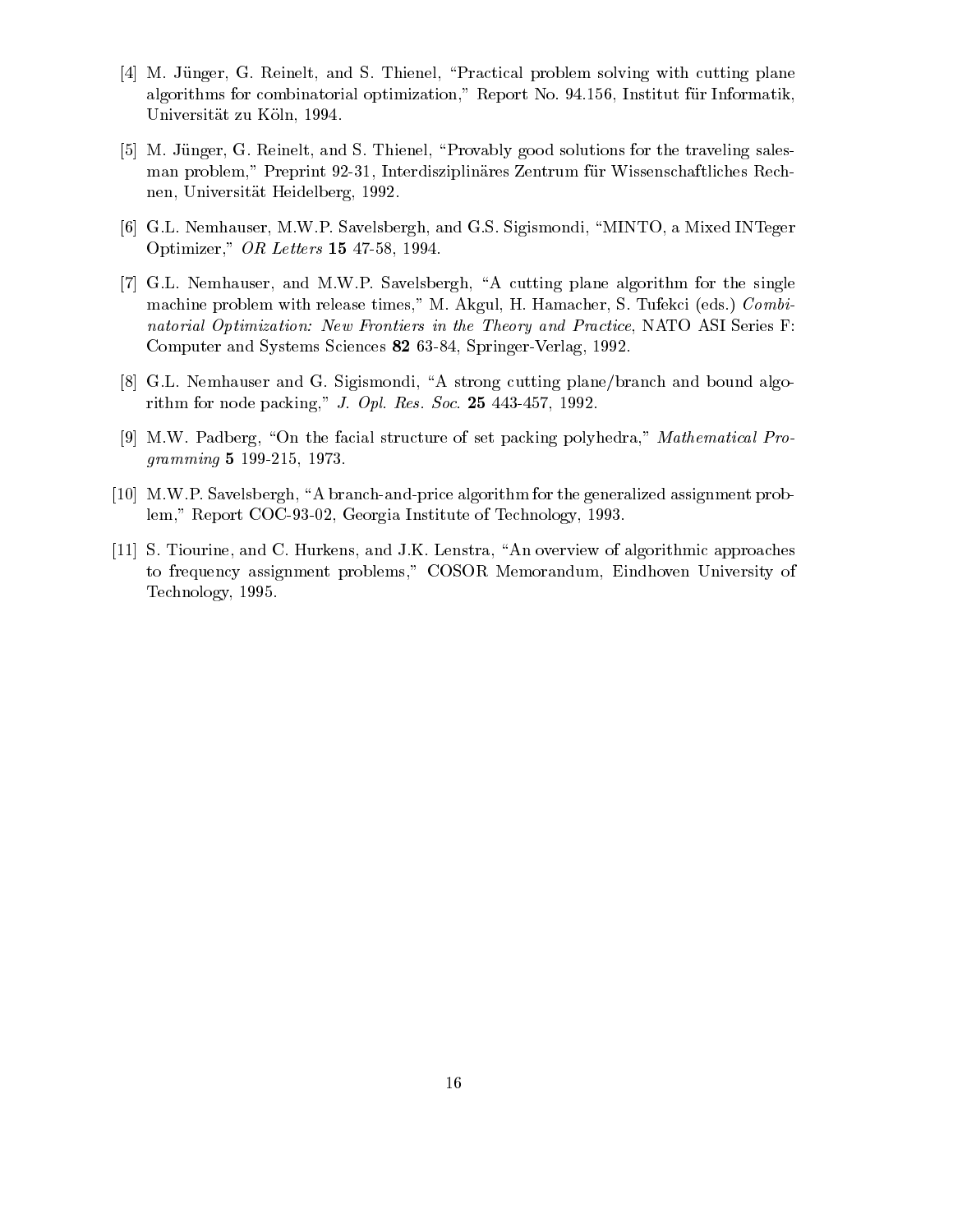[4] M. Jünger, G. Reinelt, and S. Thienel, "Practical problem solving with cutting plane algorithms for combinatorial optimization," Report No. 94.156, Institut für Informatik, Universität zu Köln, 1994.

[5] M. Jünger, G. Reinelt, and S. Thienel, "Provably good solutions for the traveling salesman problem," Preprint 92-31, Interdisziplinäres Zentrum für Wissenschaftliches Rechnen, Universität Heidelberg, 1992.

[6] G.L. Nemhauser, M.W.P. Savelsbergh, and G.S. Sigismondi, "MINTO, a Mixed INTeger Optimizer," *OR Letters* **15** 47-58, 1994.

[7] G.L. Nemhauser, and M.W.P. Savelsbergh, "A cutting plane algorithm for the single machine problem with release times," M. Akgul, H. Hamacher, S. Tufekci (eds.) *Combinatorial Optimization: New Frontiers in the Theory and Practice*, NATO ASI Series F: Computer and Systems Sciences **82** 63-84, Springer-Verlag, 1992.

[8] G.L. Nemhauser and G. Sigismondi, "A strong cutting plane/branch and bound algorithm for node packing," *J. Opl. Res. Soc.* **25** 443-457, 1992.

[9] M.W. Padberg, "On the facial structure of set packing polyhedra," *Mathematical Programming* **5** 199-215, 1973.

[10] M.W.P. Savelsbergh, "A branch-and-price algorithm for the generalized assignment problem," Report COC-93-02, Georgia Institute of Technology, 1993.

[11] S. Tiourine, and C. Hurkens, and J.K. Lenstra, "An overview of algorithmic approaches to frequency assignment problems," COSOR Memorandum, Eindhoven University of Technology, 1995.